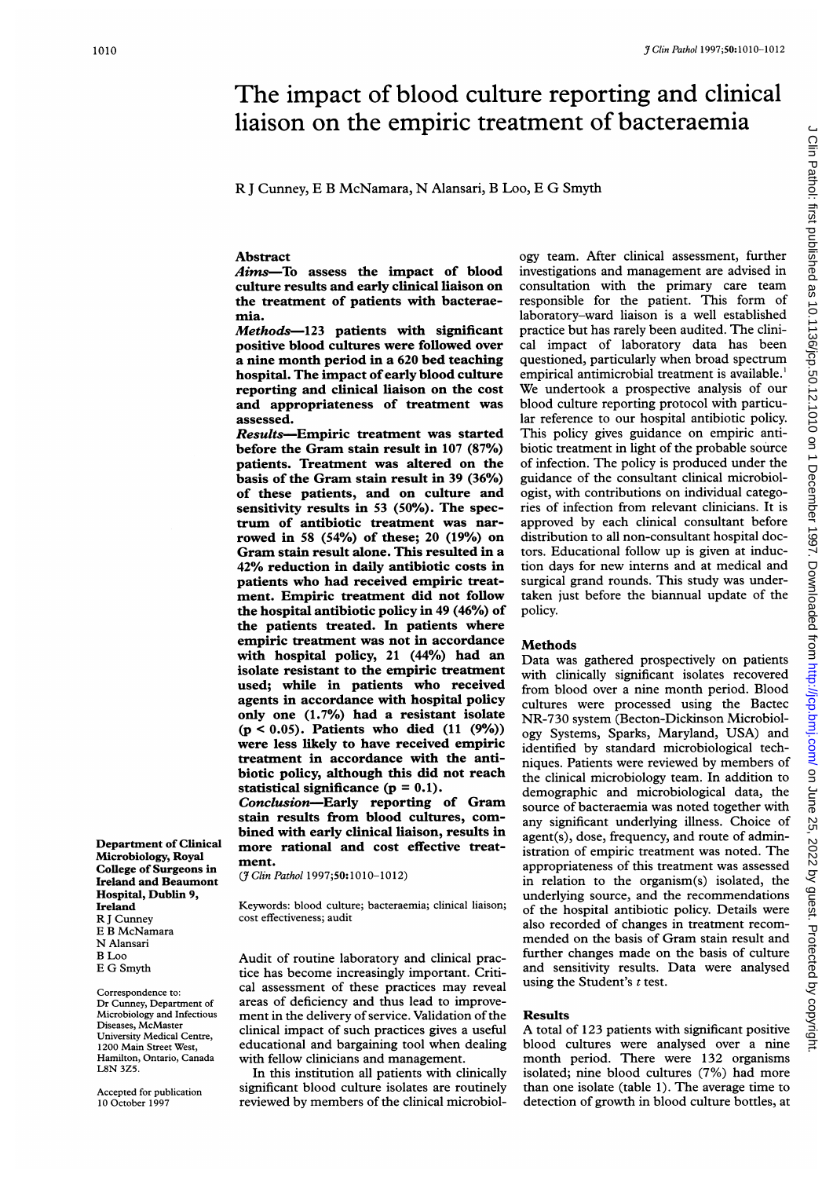# The impact of blood culture reporting and clinical liaison on the empiric treatment of bacteraemia

R J Cunney, E B McNamara, N Alansari, B Loo, E G Smyth

## Abstract

**Aims**—To assess the impact of blood culture results and early clinical liaison on the treatment of patients with bacteraemia.

**Methods**—123 patients with significant positive blood cultures were followed over a nine month period in a 620 bed teaching hospital. The impact of early blood culture reporting and clinical liaison on the cost and appropriateness of treatment was assessed.

**Results**—Empiric treatment was started before the Gram stain result in 107 (87%) patients. Treatment was altered on the basis of the Gram stain result in 39 (36%) of these patients, and on culture and sensitivity results in 53 (50%). The spectrum of antibiotic treatment was narrowed in 58 (54%) of these; 20 (19%) on Gram stain result alone. This resulted in a 42% reduction in daily antibiotic costs in patients who had received empiric treatment. Empiric treatment did not follow the hospital antibiotic policy in 49 (46%) of the patients treated. In patients where empiric treatment was not in accordance with hospital policy, 21 (44%) had an isolate resistant to the empiric treatment used; while in patients who received agents in accordance with hospital policy only one (1.7%) had a resistant isolate ($p < 0.05$). Patients who died (11 (9%)) were less likely to have received empiric treatment in accordance with the antibiotic policy, although this did not reach statistical significance ($p = 0.1$).

**Conclusion**—Early reporting of Gram stain results from blood cultures, combined with early clinical liaison, results in more rational and cost effective treatment.

(*J Clin Pathol* 1997;**50**:1010–1012)

Keywords: blood culture; bacteraemia; clinical liaison; cost effectiveness; audit

Department of Clinical Microbiology, Royal College of Surgeons in Ireland and Beaumont Hospital, Dublin 9, Ireland
R J Cunney
E B McNamara
N Alansari
B Loo
E G Smyth

Correspondence to: Dr Cunney, Department of Microbiology and Infectious Diseases, McMaster University Medical Centre, 1200 Main Street West, Hamilton, Ontario, Canada L8N 3Z5.

Accepted for publication 10 October 1997

Audit of routine laboratory and clinical practice has become increasingly important. Critical assessment of these practices may reveal areas of deficiency and thus lead to improvement in the delivery of service. Validation of the clinical impact of such practices gives a useful educational and bargaining tool when dealing with fellow clinicians and management.

In this institution all patients with clinically significant blood culture isolates are routinely reviewed by members of the clinical microbiology team. After clinical assessment, further investigations and management are advised in consultation with the primary care team responsible for the patient. This form of laboratory–ward liaison is a well established practice but has rarely been audited. The clinical impact of laboratory data has been questioned, particularly when broad spectrum empirical antimicrobial treatment is available.[1] We undertook a prospective analysis of our blood culture reporting protocol with particular reference to our hospital antibiotic policy. This policy gives guidance on empiric antibiotic treatment in light of the probable source of infection. The policy is produced under the guidance of the consultant clinical microbiologist, with contributions on individual categories of infection from relevant clinicians. It is approved by each clinical consultant before distribution to all non-consultant hospital doctors. Educational follow up is given at induction days for new interns and at medical and surgical grand rounds. This study was undertaken just before the biannual update of the policy.

## Methods

Data was gathered prospectively on patients with clinically significant isolates recovered from blood over a nine month period. Blood cultures were processed using the Bactec NR-730 system (Becton-Dickinson Microbiology Systems, Sparks, Maryland, USA) and identified by standard microbiological techniques. Patients were reviewed by members of the clinical microbiology team. In addition to demographic and microbiological data, the source of bacteraemia was noted together with any significant underlying illness. Choice of agent(s), dose, frequency, and route of administration of empiric treatment was noted. The appropriateness of this treatment was assessed in relation to the organism(s) isolated, the underlying source, and the recommendations of the hospital antibiotic policy. Details were also recorded of changes in treatment recommended on the basis of Gram stain result and further changes made on the basis of culture and sensitivity results. Data were analysed using the Student's *t* test.

## Results

A total of 123 patients with significant positive blood cultures were analysed over a nine month period. There were 132 organisms isolated; nine blood cultures (7%) had more than one isolate (table 1). The average time to detection of growth in blood culture bottles, at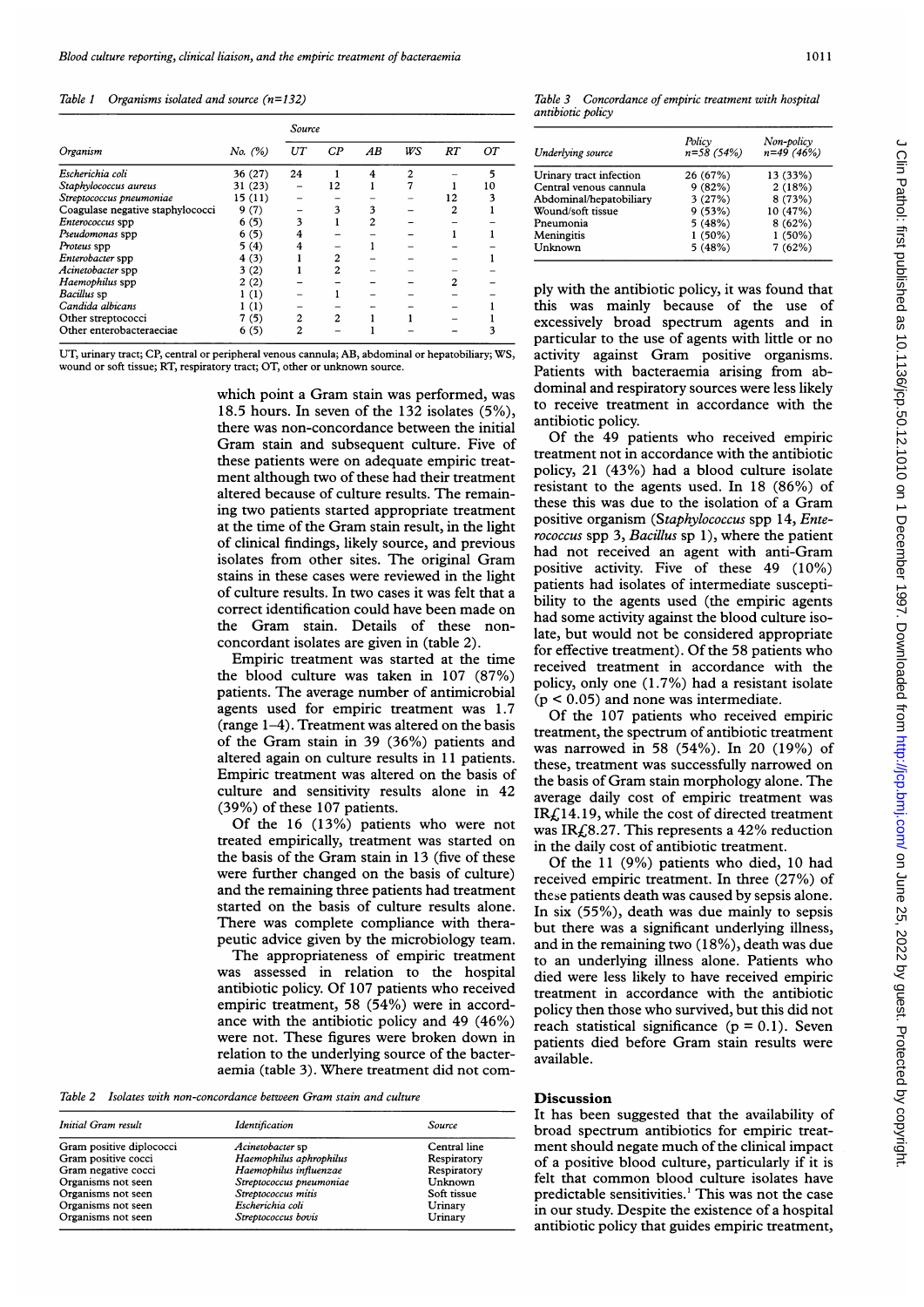Table 1 Organisms isolated and source (n=132)

| Organism | No. (%) | Source | | | | | |
|---|---|---|---|---|---|---|---|
| | | UT | CP | AB | WS | RT | OT |
| *Escherichia coli* | 36 (27) | 24 | 1 | 4 | 2 | – | 5 |
| *Staphylococcus aureus* | 31 (23) | – | 12 | 1 | 7 | 1 | 10 |
| *Streptococcus pneumoniae* | 15 (11) | – | – | – | – | 12 | 3 |
| Coagulase negative staphylococci | 9 (7) | – | 3 | 3 | – | 2 | 1 |
| *Enterococcus* spp | 6 (5) | 3 | 1 | 2 | – | – | – |
| *Pseudomonas* spp | 6 (5) | 4 | – | – | – | 1 | 1 |
| *Proteus* spp | 5 (4) | 4 | – | 1 | – | – | – |
| *Enterobacter* spp | 4 (3) | 1 | 2 | – | – | – | 1 |
| *Acinetobacter* spp | 3 (2) | 1 | 2 | – | – | – | – |
| *Haemophilus* spp | 2 (2) | – | – | – | – | 2 | – |
| *Bacillus* sp | 1 (1) | – | 1 | – | – | – | – |
| *Candida albicans* | 1 (1) | – | – | – | – | – | 1 |
| Other streptococci | 7 (5) | 2 | 2 | 1 | 1 | – | 1 |
| Other enterobacteraeciae | 6 (5) | 2 | – | 1 | – | – | 3 |

UT, urinary tract; CP, central or peripheral venous cannula; AB, abdominal or hepatobiliary; WS, wound or soft tissue; RT, respiratory tract; OT, other or unknown source.

which point a Gram stain was performed, was 18.5 hours. In seven of the 132 isolates (5%), there was non-concordance between the initial Gram stain and subsequent culture. Five of these patients were on adequate empiric treatment although two of these had their treatment altered because of culture results. The remaining two patients started appropriate treatment at the time of the Gram stain result, in the light of clinical findings, likely source, and previous isolates from other sites. The original Gram stains in these cases were reviewed in the light of culture results. In two cases it was felt that a correct identification could have been made on the Gram stain. Details of these non-concordant isolates are given in (table 2).

Empiric treatment was started at the time the blood culture was taken in 107 (87%) patients. The average number of antimicrobial agents used for empiric treatment was 1.7 (range 1–4). Treatment was altered on the basis of the Gram stain in 39 (36%) patients and altered again on culture results in 11 patients. Empiric treatment was altered on the basis of culture and sensitivity results alone in 42 (39%) of these 107 patients.

Of the 16 (13%) patients who were not treated empirically, treatment was started on the basis of the Gram stain in 13 (five of these were further changed on the basis of culture) and the remaining three patients had treatment started on the basis of culture results alone. There was complete compliance with therapeutic advice given by the microbiology team.

The appropriateness of empiric treatment was assessed in relation to the hospital antibiotic policy. Of 107 patients who received empiric treatment, 58 (54%) were in accordance with the antibiotic policy and 49 (46%) were not. These figures were broken down in relation to the underlying source of the bacteraemia (table 3). Where treatment did not comply with the antibiotic policy, it was found that this was mainly because of the use of excessively broad spectrum agents and in particular to the use of agents with little or no activity against Gram positive organisms. Patients with bacteraemia arising from abdominal and respiratory sources were less likely to receive treatment in accordance with the antibiotic policy.

Table 2 Isolates with non-concordance between Gram stain and culture

| Initial Gram result | Identification | Source |
|---|---|---|
| Gram positive diplococci | *Acinetobacter* sp | Central line |
| Gram positive cocci | *Haemophilus aphrophilus* | Respiratory |
| Gram negative cocci | *Haemophilus influenzae* | Respiratory |
| Organisms not seen | *Streptococcus pneumoniae* | Unknown |
| Organisms not seen | *Streptococcus mitis* | Soft tissue |
| Organisms not seen | *Escherichia coli* | Urinary |
| Organisms not seen | *Streptococcus bovis* | Urinary |

Table 3 Concordance of empiric treatment with hospital antibiotic policy

| Underlying source | Policy n=58 (54%) | Non-policy n=49 (46%) |
|---|---|---|
| Urinary tract infection | 26 (67%) | 13 (33%) |
| Central venous cannula | 9 (82%) | 2 (18%) |
| Abdominal/hepatobiliary | 3 (27%) | 8 (73%) |
| Wound/soft tissue | 9 (53%) | 10 (47%) |
| Pneumonia | 5 (48%) | 8 (62%) |
| Meningitis | 1 (50%) | 1 (50%) |
| Unknown | 5 (48%) | 7 (62%) |

Of the 49 patients who received empiric treatment not in accordance with the antibiotic policy, 21 (43%) had a blood culture isolate resistant to the agents used. In 18 (86%) of these this was due to the isolation of a Gram positive organism (*Staphylococcus* spp 14, *Enterococcus* spp 3, *Bacillus* sp 1), where the patient had not received an agent with anti-Gram positive activity. Five of these 49 (10%) patients had isolates of intermediate susceptibility to the agents used (the empiric agents had some activity against the blood culture isolate, but would not be considered appropriate for effective treatment). Of the 58 patients who received treatment in accordance with the policy, only one (1.7%) had a resistant isolate ($p < 0.05$) and none was intermediate.

Of the 107 patients who received empiric treatment, the spectrum of antibiotic treatment was narrowed in 58 (54%). In 20 (19%) of these, treatment was successfully narrowed on the basis of Gram stain morphology alone. The average daily cost of empiric treatment was IR£14.19, while the cost of directed treatment was IR£8.27. This represents a 42% reduction in the daily cost of antibiotic treatment.

Of the 11 (9%) patients who died, 10 had received empiric treatment. In three (27%) of these patients death was caused by sepsis alone. In six (55%), death was due mainly to sepsis but there was a significant underlying illness, and in the remaining two (18%), death was due to an underlying illness alone. Patients who died were less likely to have received empiric treatment in accordance with the antibiotic policy then those who survived, but this did not reach statistical significance ($p = 0.1$). Seven patients died before Gram stain results were available.

## Discussion

It has been suggested that the availability of broad spectrum antibiotics for empiric treatment should negate much of the clinical impact of a positive blood culture, particularly if it is felt that common blood culture isolates have predictable sensitivities.[1] This was not the case in our study. Despite the existence of a hospital antibiotic policy that guides empiric treatment,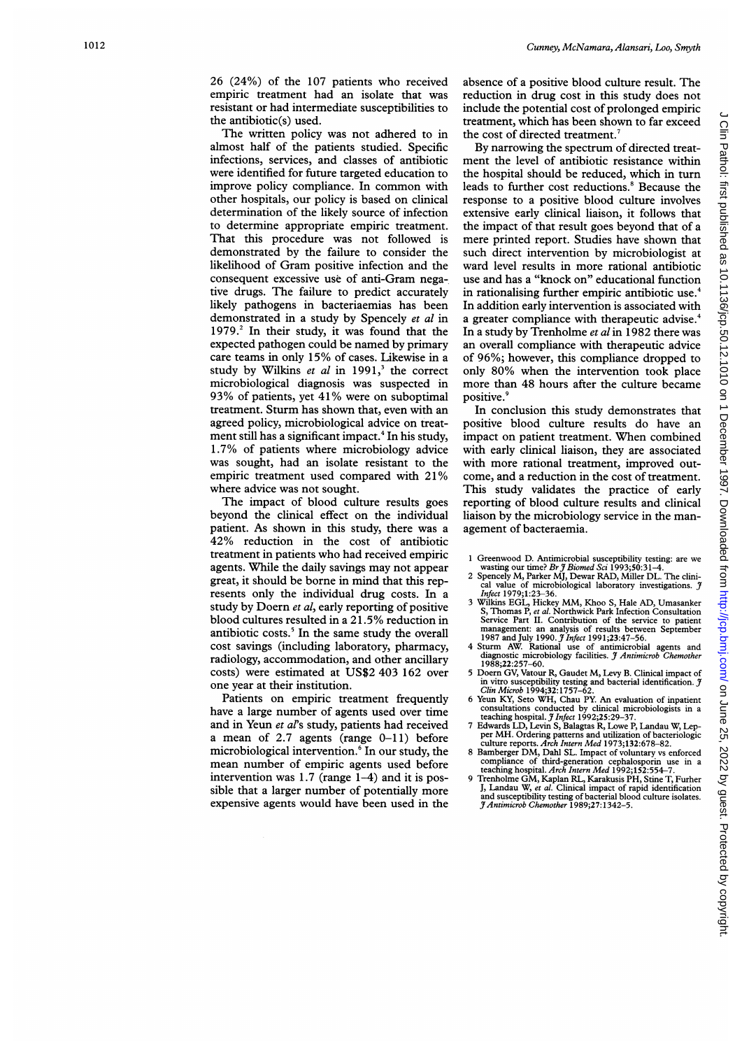26 (24%) of the 107 patients who received empiric treatment had an isolate that was resistant or had intermediate susceptibilities to the antibiotic(s) used.

The written policy was not adhered to in almost half of the patients studied. Specific infections, services, and classes of antibiotic were identified for future targeted education to improve policy compliance. In common with other hospitals, our policy is based on clinical determination of the likely source of infection to determine appropriate empiric treatment. That this procedure was not followed is demonstrated by the failure to consider the likelihood of Gram positive infection and the consequent excessive use of anti-Gram negative drugs. The failure to predict accurately likely pathogens in bacteriaemias has been demonstrated in a study by Spencely *et al* in 1979.[2] In their study, it was found that the expected pathogen could be named by primary care teams in only 15% of cases. Likewise in a study by Wilkins *et al* in 1991,[3] the correct microbiological diagnosis was suspected in 93% of patients, yet 41% were on suboptimal treatment. Sturm has shown that, even with an agreed policy, microbiological advice on treatment still has a significant impact.[4] In his study, 1.7% of patients where microbiology advice was sought, had an isolate resistant to the empiric treatment used compared with 21% where advice was not sought.

The impact of blood culture results goes beyond the clinical effect on the individual patient. As shown in this study, there was a 42% reduction in the cost of antibiotic treatment in patients who had received empiric agents. While the daily savings may not appear great, it should be borne in mind that this represents only the individual drug costs. In a study by Doern *et al*, early reporting of positive blood cultures resulted in a 21.5% reduction in antibiotic costs.[5] In the same study the overall cost savings (including laboratory, pharmacy, radiology, accommodation, and other ancillary costs) were estimated at US$2 403 162 over one year at their institution.

Patients on empiric treatment frequently have a large number of agents used over time and in Yeun *et al*'s study, patients had received a mean of 2.7 agents (range 0–11) before microbiological intervention.[6] In our study, the mean number of empiric agents used before intervention was 1.7 (range 1–4) and it is possible that a larger number of potentially more expensive agents would have been used in the absence of a positive blood culture result. The reduction in drug cost in this study does not include the potential cost of prolonged empiric treatment, which has been shown to far exceed the cost of directed treatment.[7]

By narrowing the spectrum of directed treatment the level of antibiotic resistance within the hospital should be reduced, which in turn leads to further cost reductions.[8] Because the response to a positive blood culture involves extensive early clinical liaison, it follows that the impact of that result goes beyond that of a mere printed report. Studies have shown that such direct intervention by microbiologist at ward level results in more rational antibiotic use and has a "knock on" educational function in rationalising further empiric antibiotic use.[4] In addition early intervention is associated with a greater compliance with therapeutic advice.[4] In a study by Trenholme *et al* in 1982 there was an overall compliance with therapeutic advice of 96%; however, this compliance dropped to only 80% when the intervention took place more than 48 hours after the culture became positive.[9]

In conclusion this study demonstrates that positive blood culture results do have an impact on patient treatment. When combined with early clinical liaison, they are associated with more rational treatment, improved outcome, and a reduction in the cost of treatment. This study validates the practice of early reporting of blood culture results and clinical liaison by the microbiology service in the management of bacteraemia.

1 Greenwood D. Antimicrobial susceptibility testing: are we wasting our time? *Br J Biomed Sci* 1993;50:31–4.
2 Spencely M, Parker MJ, Dewar RAD, Miller DL. The clinical value of microbiological laboratory investigations. *J Infect* 1979;1:23–36.
3 Wilkins EGL, Hickey MM, Khoo S, Hale AD, Umasanker S, Thomas P, *et al*. Northwick Park Infection Consultation Service Part II. Contribution of the service to patient management: an analysis of results between September 1987 and July 1990. *J Infect* 1991;23:47–56.
4 Sturm AW. Rational use of antimicrobial agents and diagnostic microbiology facilities. *J Antimicrob Chemother* 1988;22:257–60.
5 Doern GV, Vatour R, Gaudet M, Levy B. Clinical impact of in vitro susceptibility testing and bacterial identification. *J Clin Microb* 1994;32:1757–62.
6 Yeun KY, Seto WH, Chau PY. An evaluation of inpatient consultations conducted by clinical microbiologists in a teaching hospital. *J Infect* 1992;25:29–37.
7 Edwards LD, Levin S, Balagtas R, Lowe P, Landau W, Lepper MH. Ordering patterns and utilization of bacteriologic culture reports. *Arch Intern Med* 1973;132:678–82.
8 Bamberger DM, Dahl SL. Impact of voluntary vs enforced compliance of third-generation cephalosporin use in a teaching hospital. *Arch Intern Med* 1992;152:554–7.
9 Trenholme GM, Kaplan RL, Karakusis PH, Stine T, Furher J, Landau W, *et al*. Clinical impact of rapid identification and susceptibility testing of bacterial blood culture isolates. *J Antimicrob Chemother* 1989;27:1342–5.